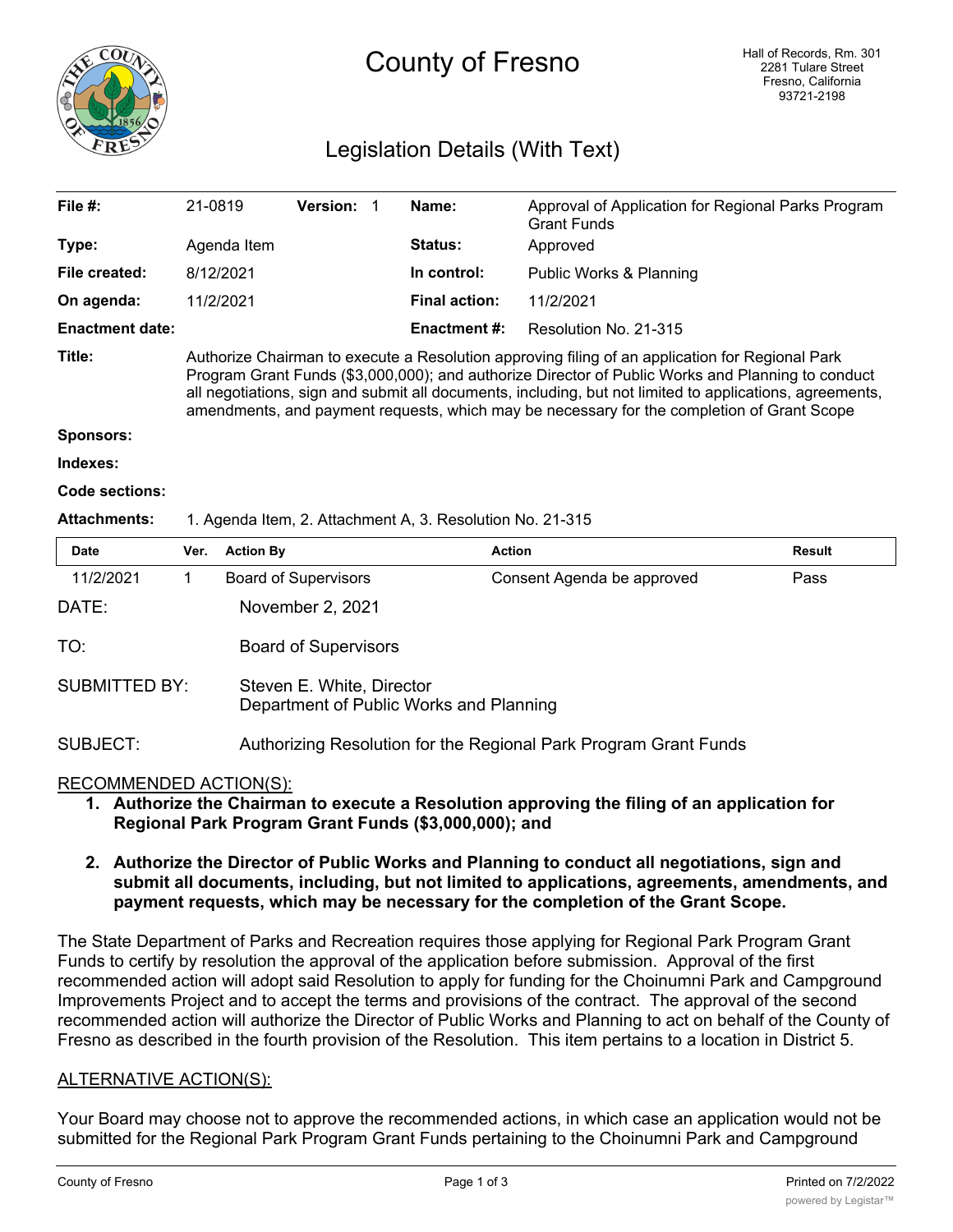# County of Fresno

Hall of Records, Rm. 301
2281 Tulare Street
Fresno, California
93721-2198

## Legislation Details (With Text)

| | | | |
|---|---|---|---|
| **File #:** | 21-0819 **Version:** 1 | **Name:** | Approval of Application for Regional Parks Program Grant Funds |
| **Type:** | Agenda Item | **Status:** | Approved |
| **File created:** | 8/12/2021 | **In control:** | Public Works & Planning |
| **On agenda:** | 11/2/2021 | **Final action:** | 11/2/2021 |
| **Enactment date:** | | **Enactment #:** | Resolution No. 21-315 |

**Title:** Authorize Chairman to execute a Resolution approving filing of an application for Regional Park Program Grant Funds ($3,000,000); and authorize Director of Public Works and Planning to conduct all negotiations, sign and submit all documents, including, but not limited to applications, agreements, amendments, and payment requests, which may be necessary for the completion of Grant Scope

**Sponsors:**

**Indexes:**

**Code sections:**

**Attachments:** 1. Agenda Item, 2. Attachment A, 3. Resolution No. 21-315

| Date | Ver. | Action By | Action | Result |
|---|---|---|---|---|
| 11/2/2021 | 1 | Board of Supervisors | Consent Agenda be approved | Pass |

DATE: November 2, 2021

TO: Board of Supervisors

SUBMITTED BY: Steven E. White, Director
Department of Public Works and Planning

SUBJECT: Authorizing Resolution for the Regional Park Program Grant Funds

RECOMMENDED ACTION(S):

1. **Authorize the Chairman to execute a Resolution approving the filing of an application for Regional Park Program Grant Funds ($3,000,000); and**

2. **Authorize the Director of Public Works and Planning to conduct all negotiations, sign and submit all documents, including, but not limited to applications, agreements, amendments, and payment requests, which may be necessary for the completion of the Grant Scope.**

The State Department of Parks and Recreation requires those applying for Regional Park Program Grant Funds to certify by resolution the approval of the application before submission. Approval of the first recommended action will adopt said Resolution to apply for funding for the Choinumni Park and Campground Improvements Project and to accept the terms and provisions of the contract. The approval of the second recommended action will authorize the Director of Public Works and Planning to act on behalf of the County of Fresno as described in the fourth provision of the Resolution. This item pertains to a location in District 5.

ALTERNATIVE ACTION(S):

Your Board may choose not to approve the recommended actions, in which case an application would not be submitted for the Regional Park Program Grant Funds pertaining to the Choinumni Park and Campground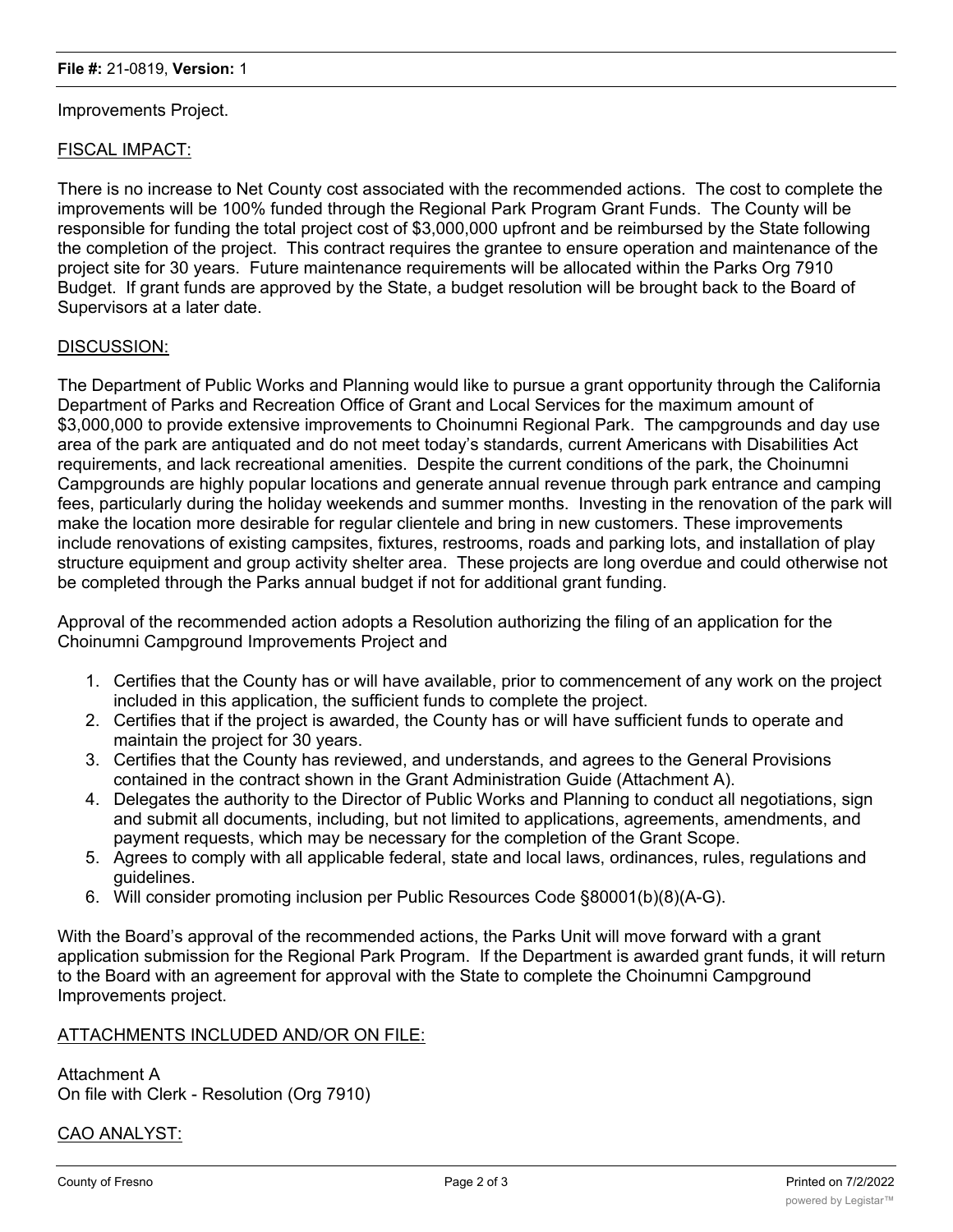Improvements Project.

FISCAL IMPACT:

There is no increase to Net County cost associated with the recommended actions. The cost to complete the improvements will be 100% funded through the Regional Park Program Grant Funds. The County will be responsible for funding the total project cost of $3,000,000 upfront and be reimbursed by the State following the completion of the project. This contract requires the grantee to ensure operation and maintenance of the project site for 30 years. Future maintenance requirements will be allocated within the Parks Org 7910 Budget. If grant funds are approved by the State, a budget resolution will be brought back to the Board of Supervisors at a later date.

DISCUSSION:

The Department of Public Works and Planning would like to pursue a grant opportunity through the California Department of Parks and Recreation Office of Grant and Local Services for the maximum amount of $3,000,000 to provide extensive improvements to Choinumni Regional Park. The campgrounds and day use area of the park are antiquated and do not meet today's standards, current Americans with Disabilities Act requirements, and lack recreational amenities. Despite the current conditions of the park, the Choinumni Campgrounds are highly popular locations and generate annual revenue through park entrance and camping fees, particularly during the holiday weekends and summer months. Investing in the renovation of the park will make the location more desirable for regular clientele and bring in new customers. These improvements include renovations of existing campsites, fixtures, restrooms, roads and parking lots, and installation of play structure equipment and group activity shelter area. These projects are long overdue and could otherwise not be completed through the Parks annual budget if not for additional grant funding.

Approval of the recommended action adopts a Resolution authorizing the filing of an application for the Choinumni Campground Improvements Project and

1. Certifies that the County has or will have available, prior to commencement of any work on the project included in this application, the sufficient funds to complete the project.
2. Certifies that if the project is awarded, the County has or will have sufficient funds to operate and maintain the project for 30 years.
3. Certifies that the County has reviewed, and understands, and agrees to the General Provisions contained in the contract shown in the Grant Administration Guide (Attachment A).
4. Delegates the authority to the Director of Public Works and Planning to conduct all negotiations, sign and submit all documents, including, but not limited to applications, agreements, amendments, and payment requests, which may be necessary for the completion of the Grant Scope.
5. Agrees to comply with all applicable federal, state and local laws, ordinances, rules, regulations and guidelines.
6. Will consider promoting inclusion per Public Resources Code §80001(b)(8)(A-G).

With the Board's approval of the recommended actions, the Parks Unit will move forward with a grant application submission for the Regional Park Program. If the Department is awarded grant funds, it will return to the Board with an agreement for approval with the State to complete the Choinumni Campground Improvements project.

ATTACHMENTS INCLUDED AND/OR ON FILE:

Attachment A
On file with Clerk - Resolution (Org 7910)

CAO ANALYST: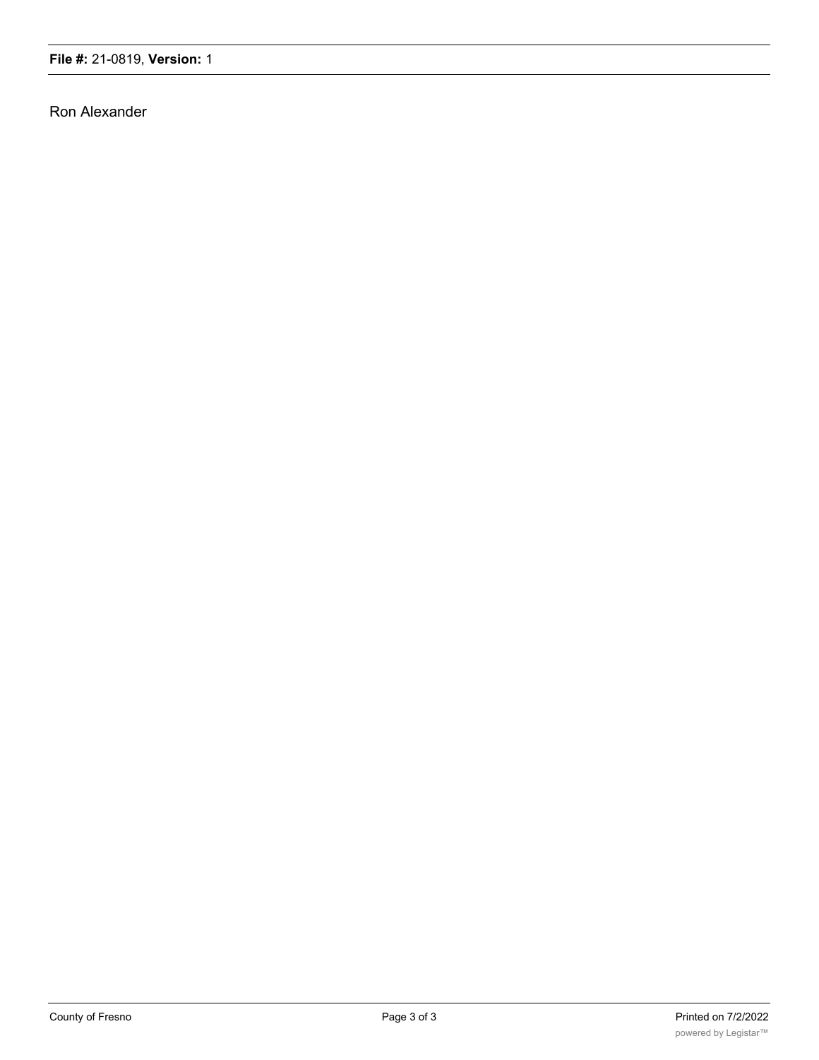Ron Alexander